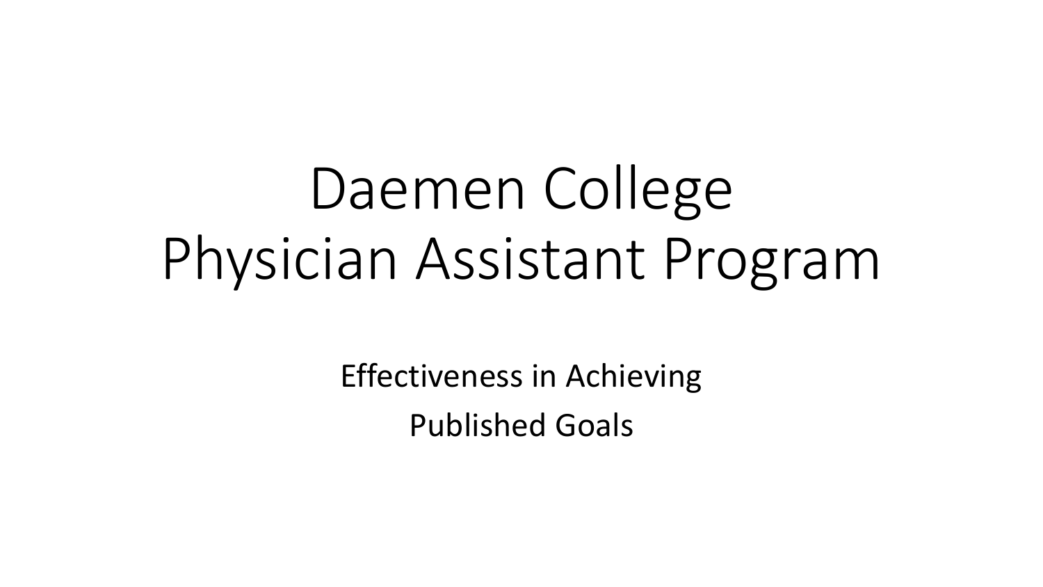# Daemen College Physician Assistant Program

Effectiveness in Achieving

Published Goals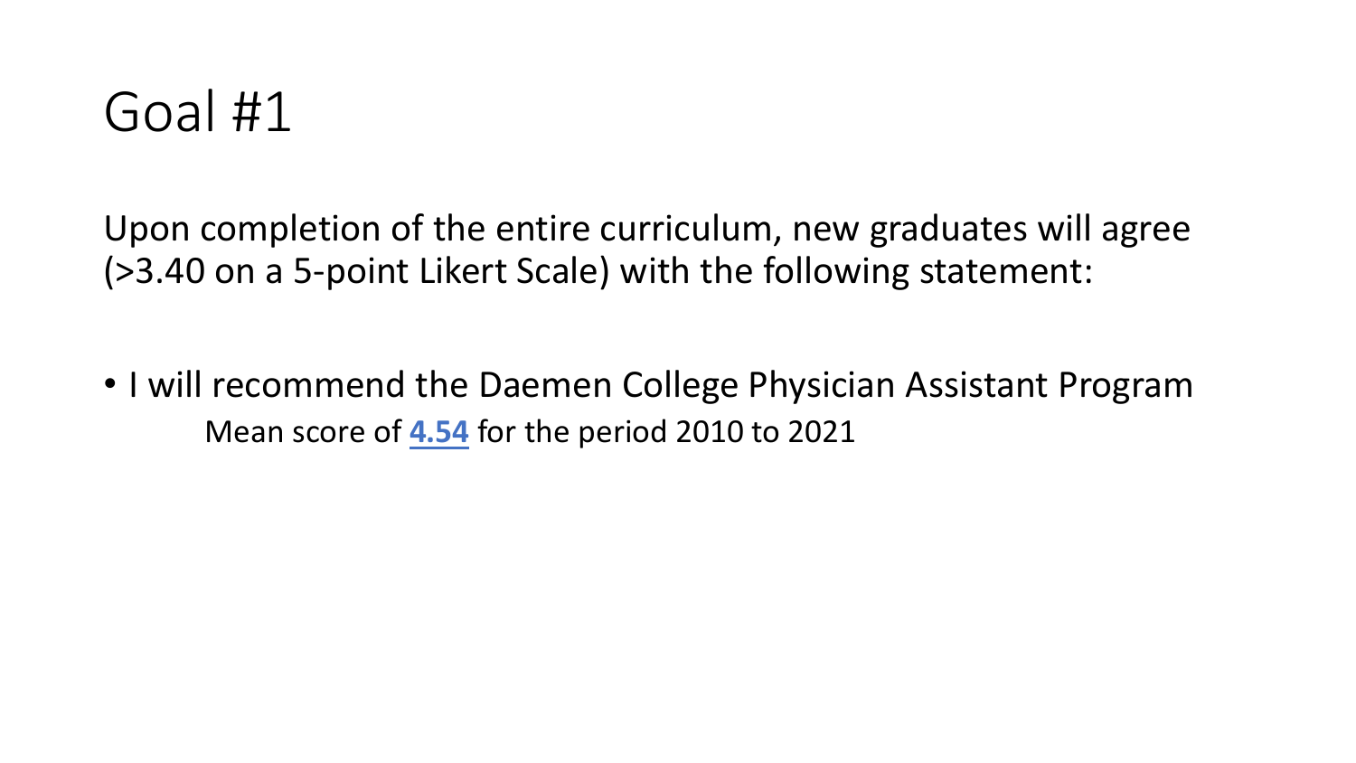# Goal #1

Upon completion of the entire curriculum, new graduates will agree (>3.40 on a 5-point Likert Scale) with the following statement:

- I will recommend the Daemen College Physician Assistant Program

    Mean score of **4.54** for the period 2010 to 2021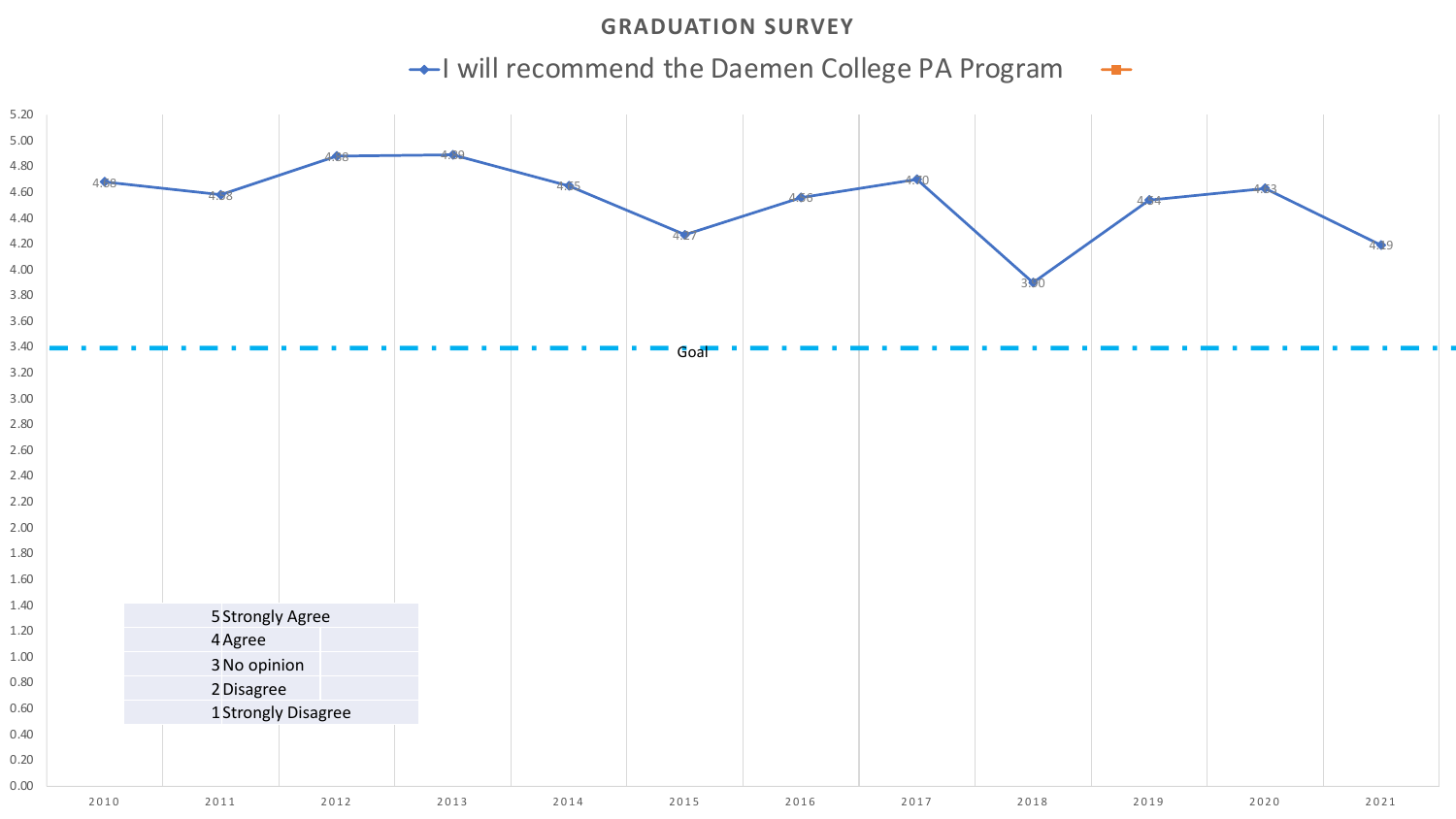# GRADUATION SURVEY

**I will recommend the Daemen College PA Program**

| Year | Score |
|---|---|
| 2010 | 4.68 |
| 2011 | 4.58 |
| 2012 | 4.88 |
| 2013 | 4.89 |
| 2014 | 4.65 |
| 2015 | 4.27 |
| 2016 | 4.56 |
| 2017 | 4.70 |
| 2018 | 3.90 |
| 2019 | 4.54 |
| 2020 | 4.63 |
| 2021 | 4.19 |

Goal

| Scale | Response |
|---|---|
| 5 | Strongly Agree |
| 4 | Agree |
| 3 | No opinion |
| 2 | Disagree |
| 1 | Strongly Disagree |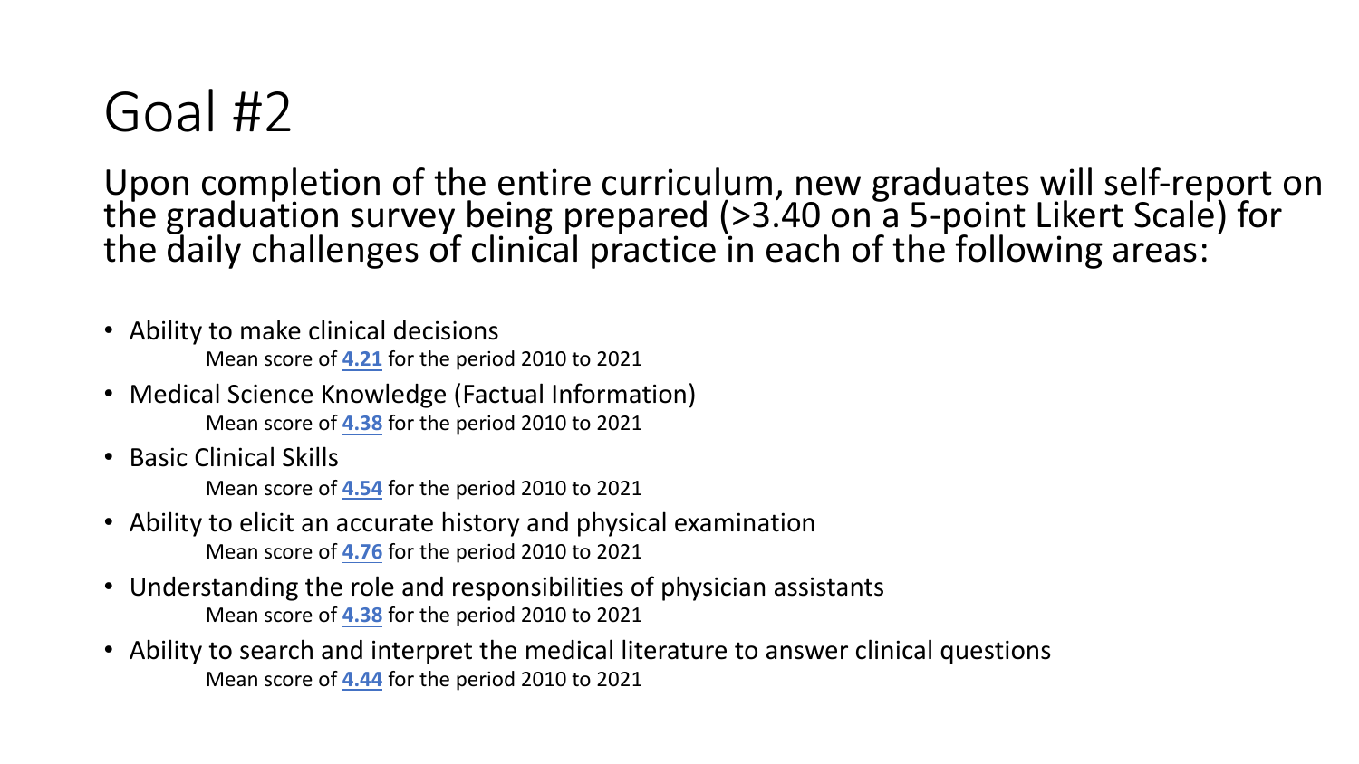# Goal #2

Upon completion of the entire curriculum, new graduates will self-report on the graduation survey being prepared (>3.40 on a 5-point Likert Scale) for the daily challenges of clinical practice in each of the following areas:

- Ability to make clinical decisions
  Mean score of **4.21** for the period 2010 to 2021
- Medical Science Knowledge (Factual Information)
  Mean score of **4.38** for the period 2010 to 2021
- Basic Clinical Skills
  Mean score of **4.54** for the period 2010 to 2021
- Ability to elicit an accurate history and physical examination
  Mean score of **4.76** for the period 2010 to 2021
- Understanding the role and responsibilities of physician assistants
  Mean score of **4.38** for the period 2010 to 2021
- Ability to search and interpret the medical literature to answer clinical questions
  Mean score of **4.44** for the period 2010 to 2021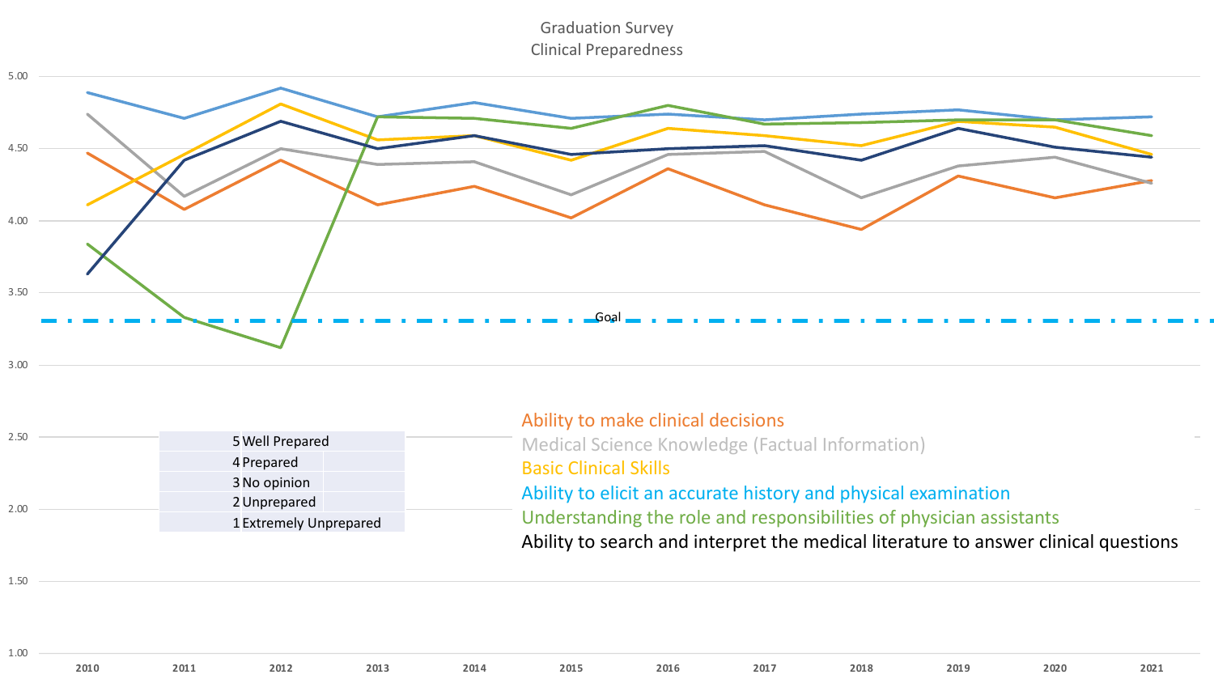# Graduation Survey
## Clinical Preparedness

| | |
|---|---|
| 5 | Well Prepared |
| 4 | Prepared |
| 3 | No opinion |
| 2 | Unprepared |
| 1 | Extremely Unprepared |

Ability to make clinical decisions

Medical Science Knowledge (Factual Information)

Basic Clinical Skills

Ability to elicit an accurate history and physical examination

Understanding the role and responsibilities of physician assistants

Ability to search and interpret the medical literature to answer clinical questions

Goal

5.00
4.50
4.00
3.50
3.00
2.50
2.00
1.50
1.00

2010 2011 2012 2013 2014 2015 2016 2017 2018 2019 2020 2021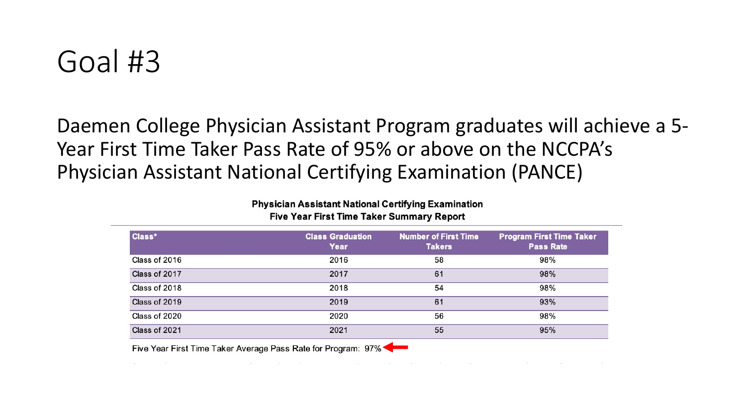# Goal #3

Daemen College Physician Assistant Program graduates will achieve a 5-Year First Time Taker Pass Rate of 95% or above on the NCCPA's Physician Assistant National Certifying Examination (PANCE)

**Physician Assistant National Certifying Examination**
**Five Year First Time Taker Summary Report**

| Class* | Class Graduation Year | Number of First Time Takers | Program First Time Taker Pass Rate |
|---|---|---|---|
| Class of 2016 | 2016 | 58 | 98% |
| Class of 2017 | 2017 | 61 | 98% |
| Class of 2018 | 2018 | 54 | 98% |
| Class of 2019 | 2019 | 61 | 93% |
| Class of 2020 | 2020 | 56 | 98% |
| Class of 2021 | 2021 | 55 | 95% |

Five Year First Time Taker Average Pass Rate for Program: 97%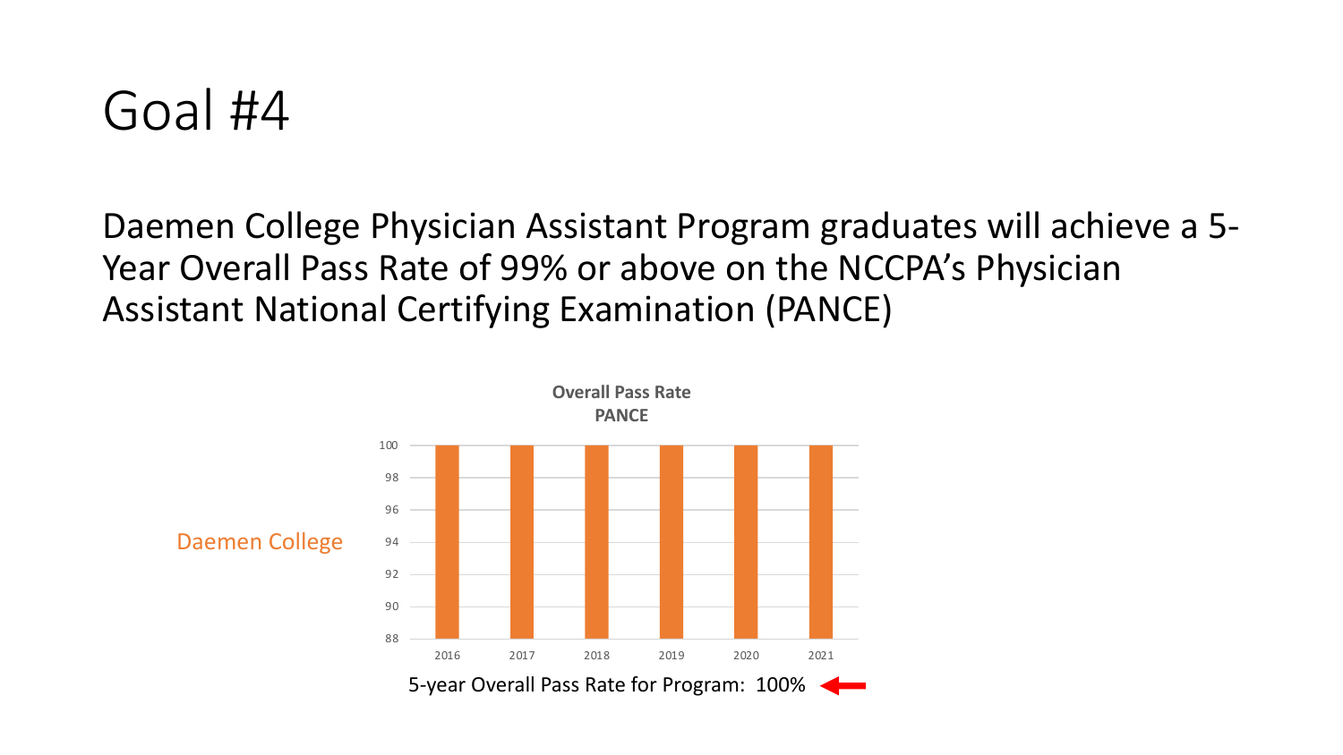# Goal #4

Daemen College Physician Assistant Program graduates will achieve a 5-Year Overall Pass Rate of 99% or above on the NCCPA's Physician Assistant National Certifying Examination (PANCE)

Daemen College

**Overall Pass Rate PANCE**

| Year | Pass Rate |
| --- | --- |
| 2016 | 100 |
| 2017 | 100 |
| 2018 | 100 |
| 2019 | 100 |
| 2020 | 100 |
| 2021 | 100 |

5-year Overall Pass Rate for Program: 100%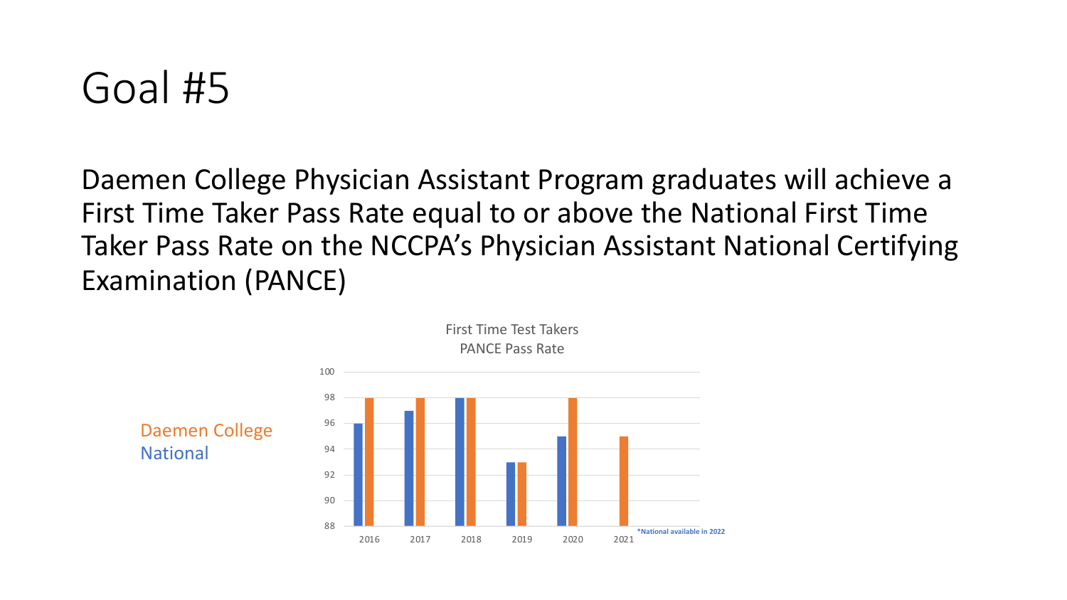# Goal #5

Daemen College Physician Assistant Program graduates will achieve a First Time Taker Pass Rate equal to or above the National First Time Taker Pass Rate on the NCCPA's Physician Assistant National Certifying Examination (PANCE)

First Time Test Takers
PANCE Pass Rate

Daemen College
National

| Year | National | Daemen College |
|---|---|---|
| 2016 | 96 | 98 |
| 2017 | 97 | 98 |
| 2018 | 98 | 98 |
| 2019 | 93 | 93 |
| 2020 | 95 | 98 |
| 2021 | | 95 |

*National available in 2022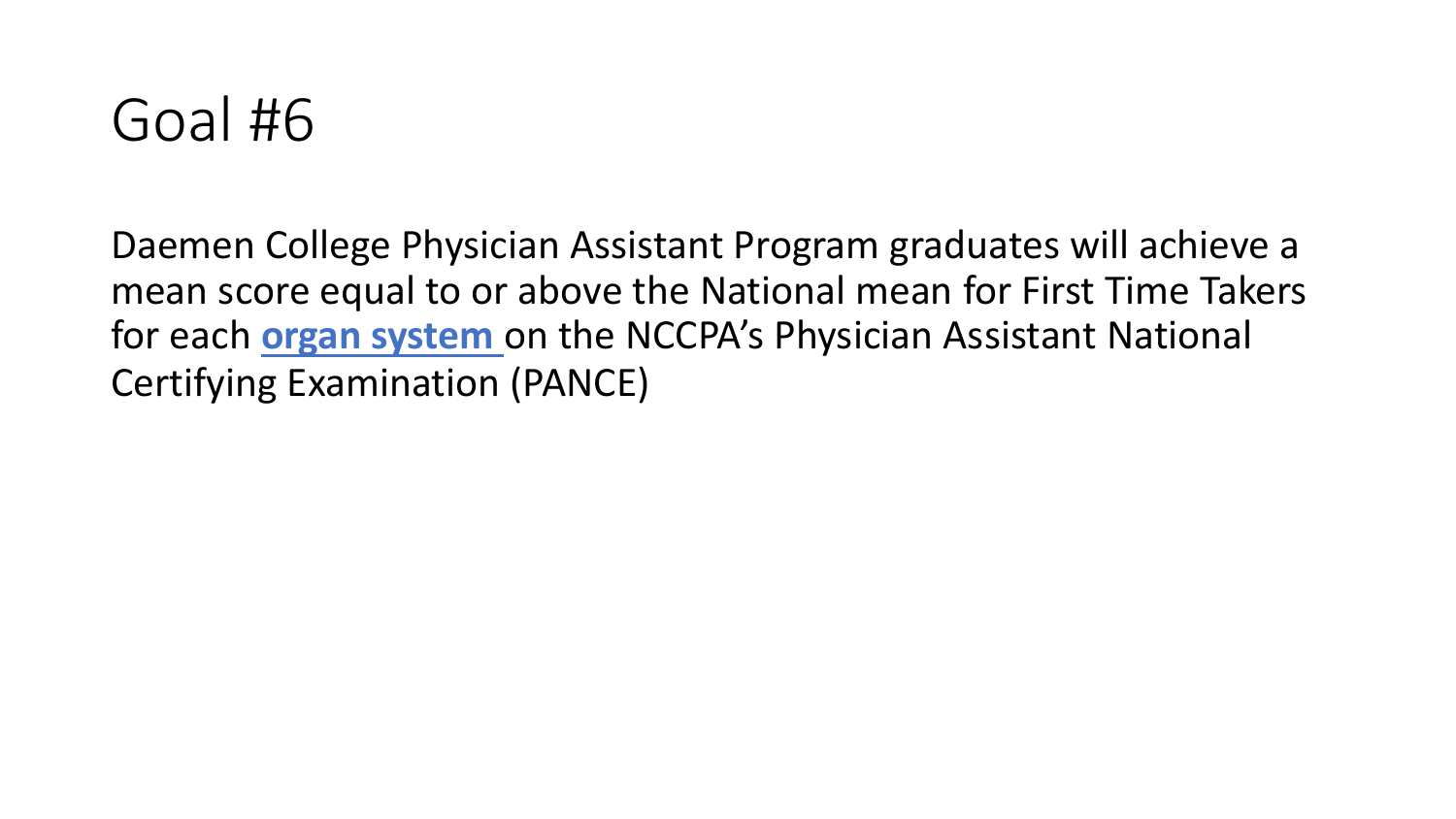# Goal #6

Daemen College Physician Assistant Program graduates will achieve a mean score equal to or above the National mean for First Time Takers for each **organ system** on the NCCPA's Physician Assistant National Certifying Examination (PANCE)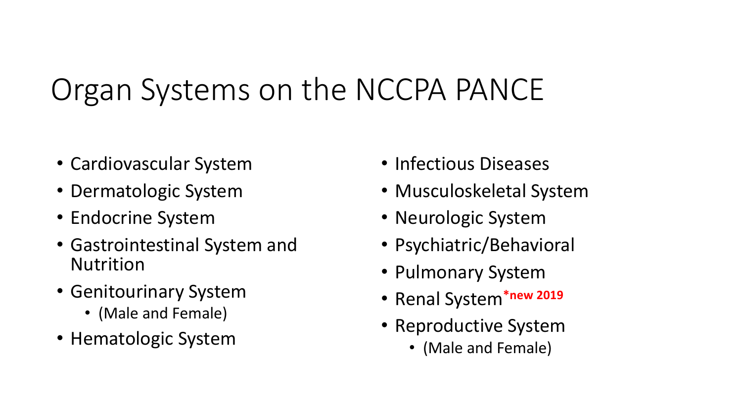# Organ Systems on the NCCPA PANCE

- Cardiovascular System
- Dermatologic System
- Endocrine System
- Gastrointestinal System and Nutrition
- Genitourinary System
  - (Male and Female)
- Hematologic System
- Infectious Diseases
- Musculoskeletal System
- Neurologic System
- Psychiatric/Behavioral
- Pulmonary System
- Renal System ***new 2019**
- Reproductive System
  - (Male and Female)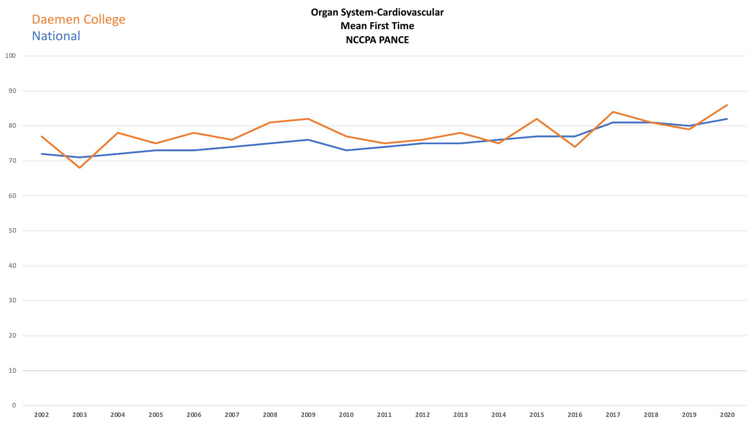Daemen College

National

**Organ System-Cardiovascular**
**Mean First Time**
**NCCPA PANCE**

100

90

80

70

60

50

40

30

20

10

0

2002 2003 2004 2005 2006 2007 2008 2009 2010 2011 2012 2013 2014 2015 2016 2017 2018 2019 2020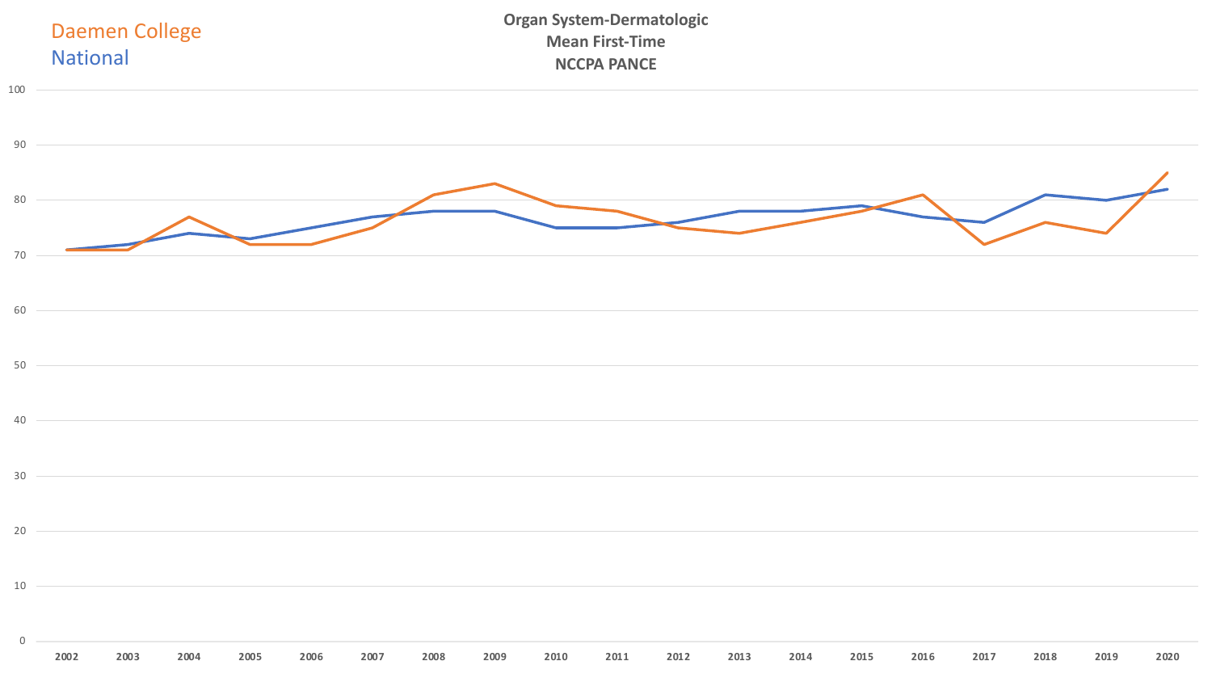**Organ System-Dermatologic**
**Mean First-Time**
**NCCPA PANCE**

Daemen College
National

| Year | Daemen College | National |
|---|---|---|
| 2002 | 71 | 71 |
| 2003 | 71 | 72 |
| 2004 | 77 | 74 |
| 2005 | 72 | 73 |
| 2006 | 72 | 75 |
| 2007 | 75 | 77 |
| 2008 | 81 | 78 |
| 2009 | 83 | 78 |
| 2010 | 79 | 75 |
| 2011 | 78 | 75 |
| 2012 | 75 | 76 |
| 2013 | 74 | 78 |
| 2014 | 76 | 78 |
| 2015 | 78 | 79 |
| 2016 | 81 | 77 |
| 2017 | 72 | 76 |
| 2018 | 76 | 81 |
| 2019 | 74 | 80 |
| 2020 | 85 | 82 |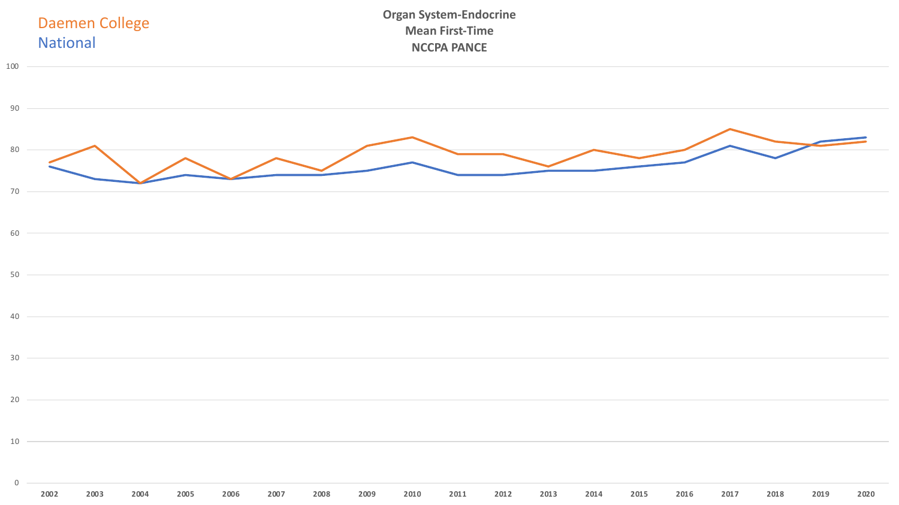Daemen College
National

**Organ System-Endocrine**
**Mean First-Time**
**NCCPA PANCE**

| Year | Daemen College | National |
|---|---|---|
| 2002 | 77 | 76 |
| 2003 | 81 | 73 |
| 2004 | 72 | 72 |
| 2005 | 78 | 74 |
| 2006 | 73 | 73 |
| 2007 | 78 | 74 |
| 2008 | 75 | 74 |
| 2009 | 81 | 75 |
| 2010 | 83 | 77 |
| 2011 | 79 | 74 |
| 2012 | 79 | 74 |
| 2013 | 76 | 75 |
| 2014 | 80 | 75 |
| 2015 | 78 | 76 |
| 2016 | 80 | 77 |
| 2017 | 85 | 81 |
| 2018 | 82 | 78 |
| 2019 | 81 | 82 |
| 2020 | 82 | 83 |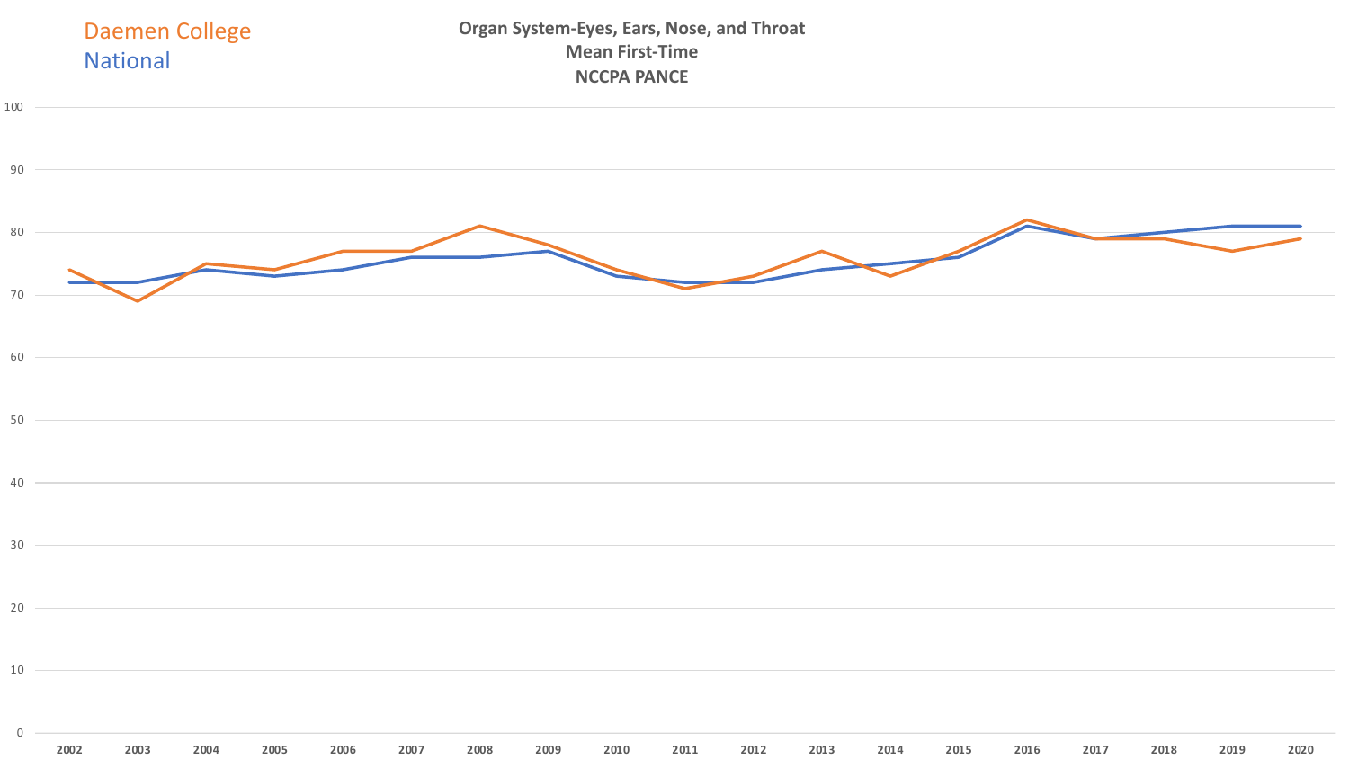Daemen College
National

**Organ System-Eyes, Ears, Nose, and Throat**
**Mean First-Time**
**NCCPA PANCE**

100
90
80
70
60
50
40
30
20
10
0

2002 2003 2004 2005 2006 2007 2008 2009 2010 2011 2012 2013 2014 2015 2016 2017 2018 2019 2020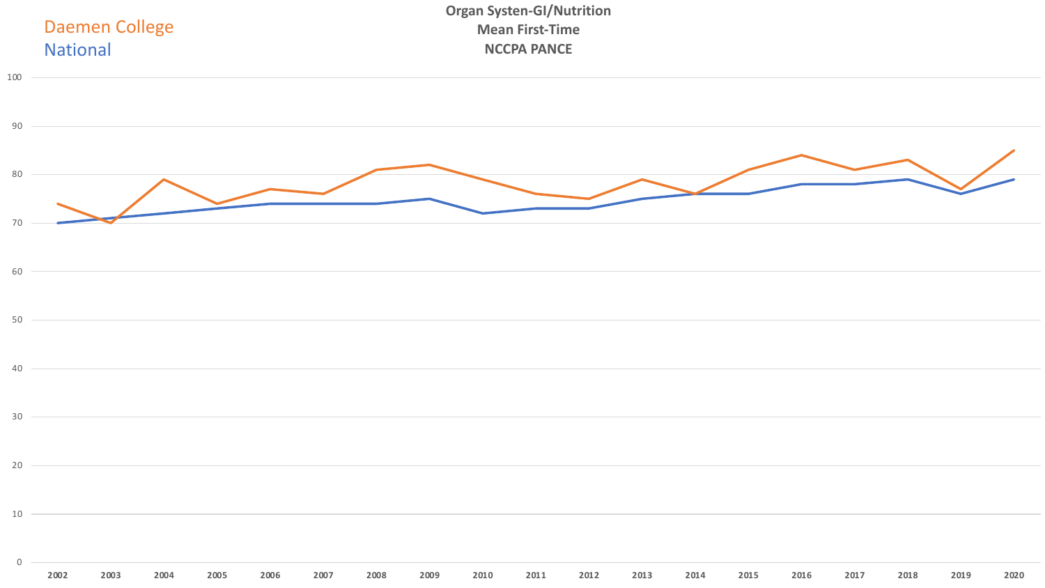# Organ Systen-GI/Nutrition
## Mean First-Time
## NCCPA PANCE

Daemen College

National

| Year | Daemen College | National |
|---|---|---|
| 2002 | 74 | 70 |
| 2003 | 70 | 71 |
| 2004 | 79 | 72 |
| 2005 | 74 | 73 |
| 2006 | 77 | 74 |
| 2007 | 76 | 74 |
| 2008 | 81 | 74 |
| 2009 | 82 | 75 |
| 2010 | 79 | 72 |
| 2011 | 76 | 73 |
| 2012 | 75 | 73 |
| 2013 | 79 | 75 |
| 2014 | 76 | 76 |
| 2015 | 81 | 76 |
| 2016 | 84 | 78 |
| 2017 | 81 | 78 |
| 2018 | 83 | 79 |
| 2019 | 77 | 76 |
| 2020 | 85 | 79 |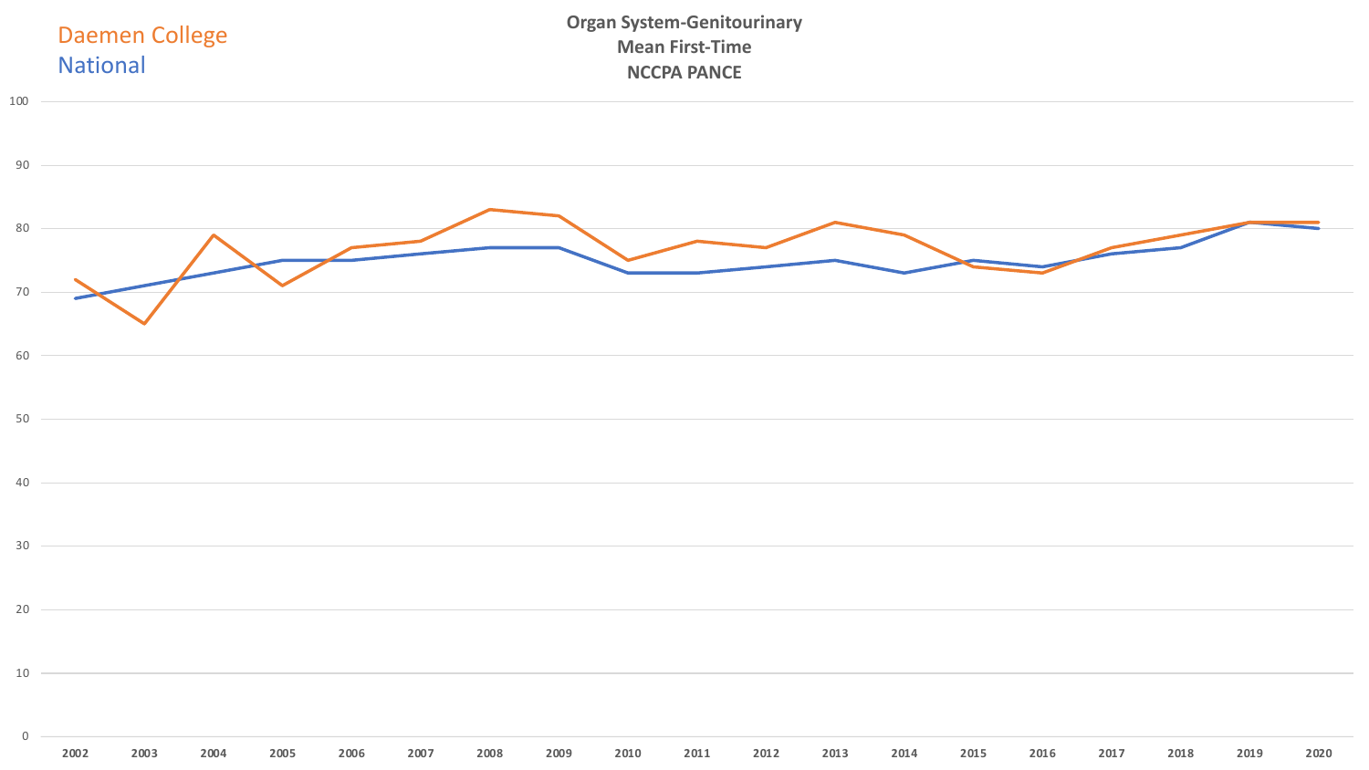**Organ System-Genitourinary**
**Mean First-Time**
**NCCPA PANCE**

Daemen College
National

100
90
80
70
60
50
40
30
20
10
0

2002 2003 2004 2005 2006 2007 2008 2009 2010 2011 2012 2013 2014 2015 2016 2017 2018 2019 2020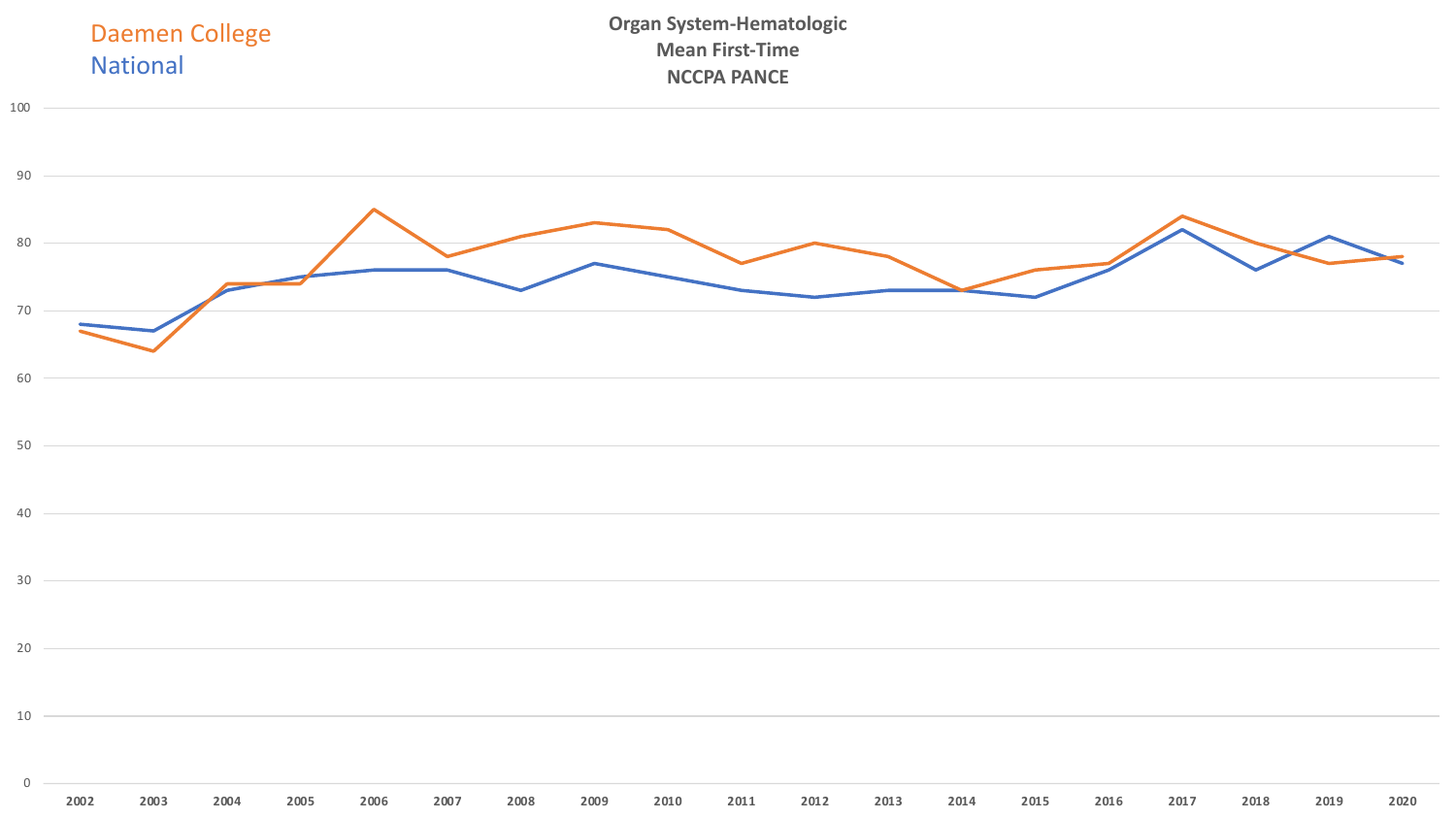**Organ System-Hematologic**
**Mean First-Time**
**NCCPA PANCE**

Daemen College
National

100
90
80
70
60
50
40
30
20
10
0

2002 2003 2004 2005 2006 2007 2008 2009 2010 2011 2012 2013 2014 2015 2016 2017 2018 2019 2020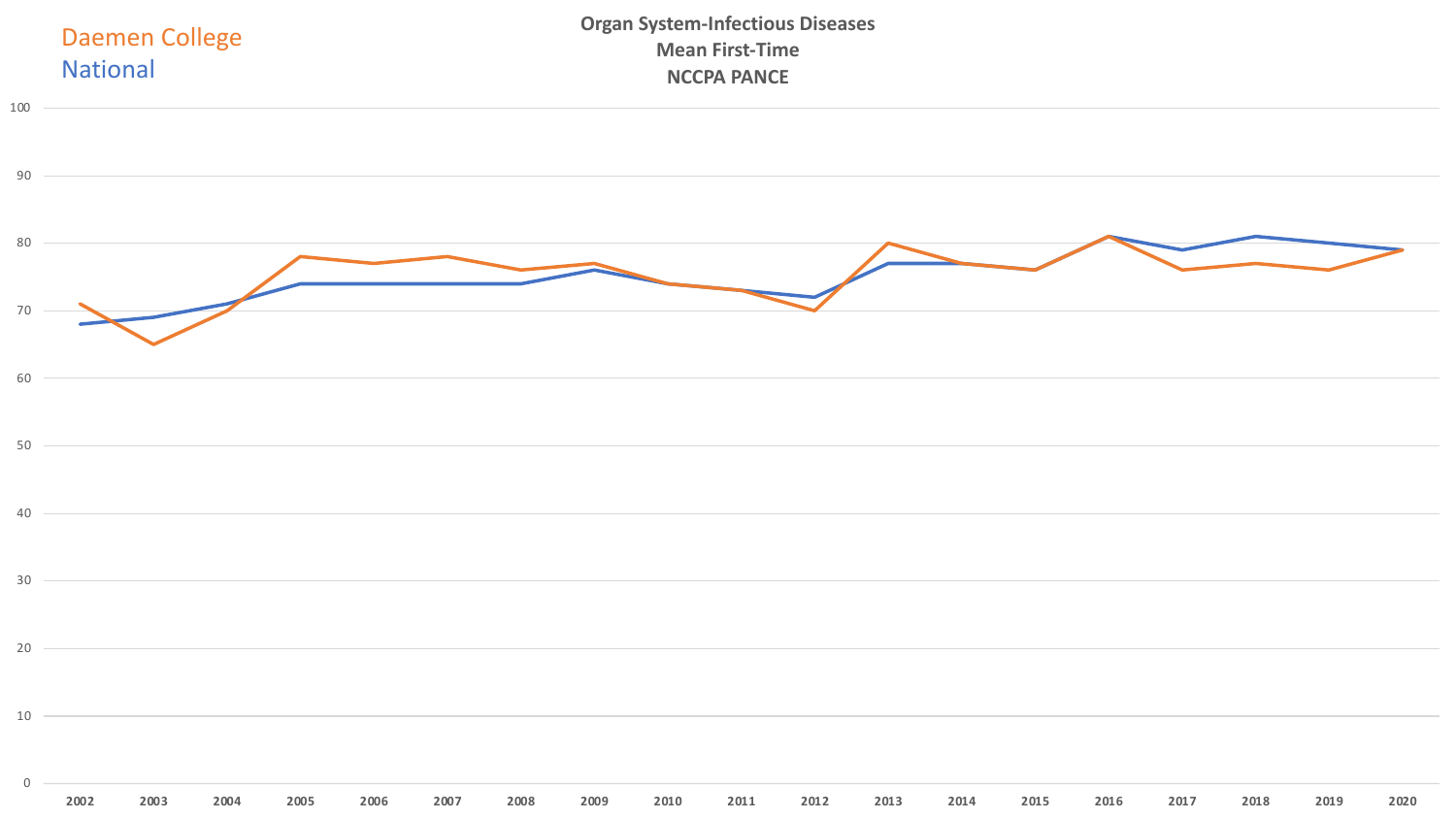Daemen College
National

**Organ System-Infectious Diseases**
**Mean First-Time**
**NCCPA PANCE**

| Year | Daemen College | National |
|---|---|---|
| 2002 | 71 | 68 |
| 2003 | 65 | 69 |
| 2004 | 70 | 71 |
| 2005 | 78 | 74 |
| 2006 | 77 | 74 |
| 2007 | 78 | 74 |
| 2008 | 76 | 74 |
| 2009 | 77 | 76 |
| 2010 | 74 | 74 |
| 2011 | 73 | 73 |
| 2012 | 70 | 72 |
| 2013 | 80 | 77 |
| 2014 | 77 | 77 |
| 2015 | 76 | 76 |
| 2016 | 81 | 81 |
| 2017 | 76 | 79 |
| 2018 | 77 | 81 |
| 2019 | 76 | 80 |
| 2020 | 79 | 79 |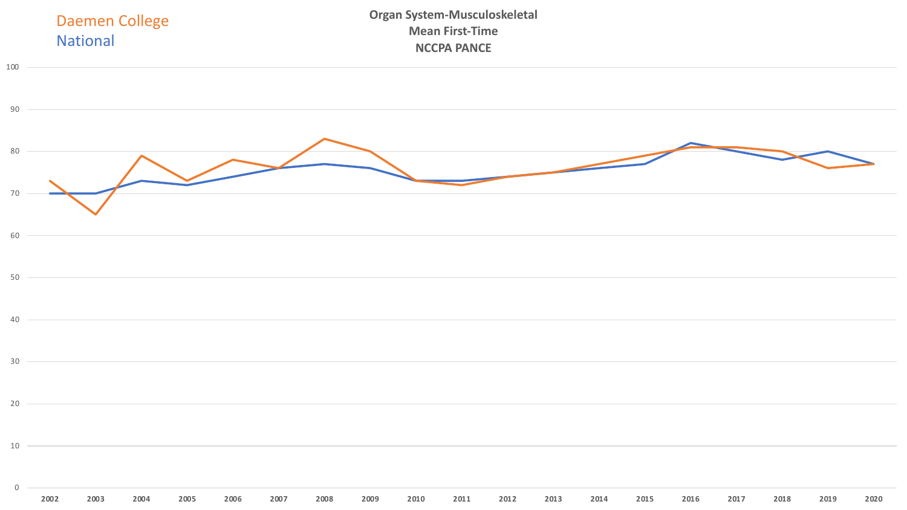**Organ System-Musculoskeletal**
**Mean First-Time**
**NCCPA PANCE**

Daemen College
National

| Year | Daemen College | National |
|---|---|---|
| 2002 | 73 | 70 |
| 2003 | 65 | 70 |
| 2004 | 79 | 73 |
| 2005 | 73 | 72 |
| 2006 | 78 | 74 |
| 2007 | 76 | 76 |
| 2008 | 83 | 77 |
| 2009 | 80 | 76 |
| 2010 | 73 | 73 |
| 2011 | 72 | 73 |
| 2012 | 74 | 74 |
| 2013 | 75 | 75 |
| 2014 | 77 | 76 |
| 2015 | 79 | 77 |
| 2016 | 81 | 82 |
| 2017 | 81 | 80 |
| 2018 | 80 | 78 |
| 2019 | 76 | 80 |
| 2020 | 77 | 77 |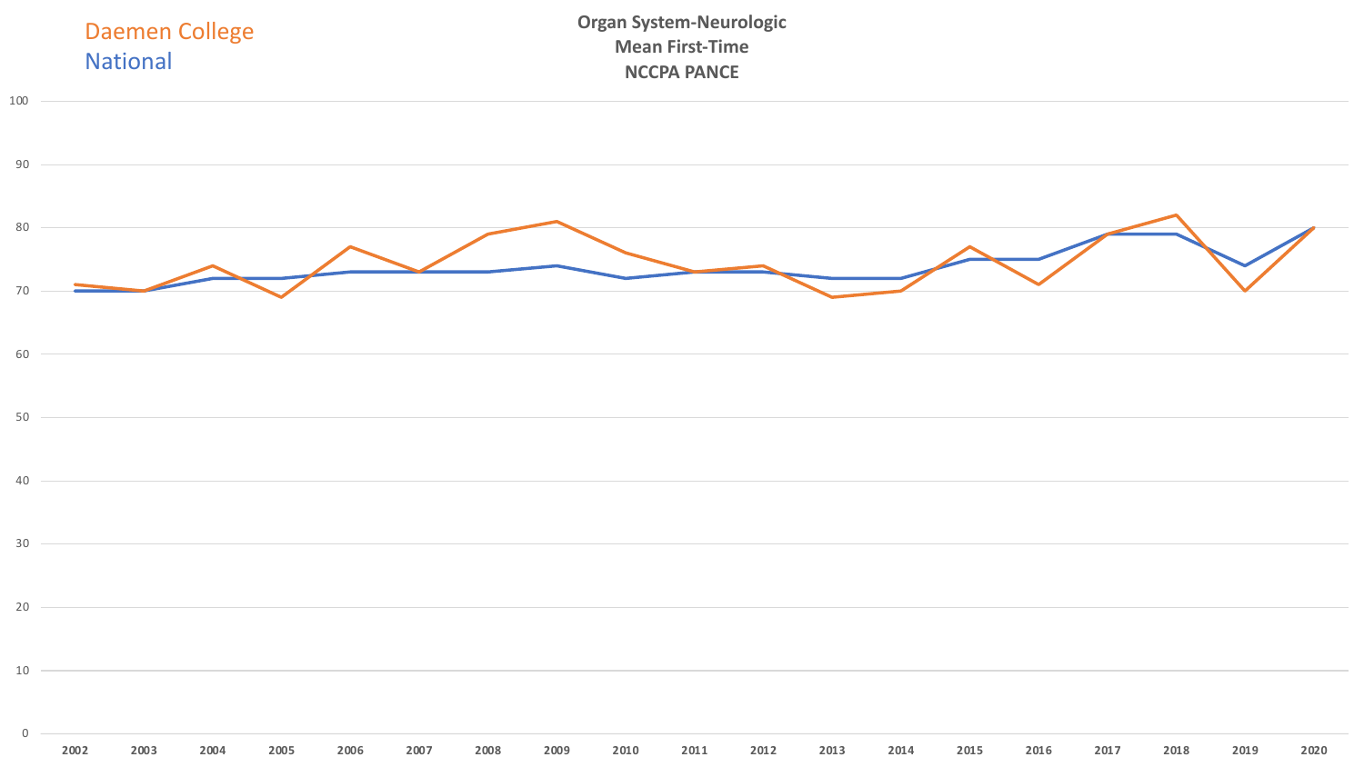Daemen College
National

**Organ System-Neurologic**
**Mean First-Time**
**NCCPA PANCE**

| Year | Daemen College | National |
|---|---|---|
| 2002 | 71 | 70 |
| 2003 | 70 | 70 |
| 2004 | 74 | 72 |
| 2005 | 69 | 72 |
| 2006 | 77 | 73 |
| 2007 | 73 | 73 |
| 2008 | 79 | 73 |
| 2009 | 81 | 74 |
| 2010 | 76 | 72 |
| 2011 | 73 | 73 |
| 2012 | 74 | 73 |
| 2013 | 69 | 72 |
| 2014 | 70 | 72 |
| 2015 | 77 | 75 |
| 2016 | 71 | 75 |
| 2017 | 79 | 79 |
| 2018 | 82 | 79 |
| 2019 | 70 | 74 |
| 2020 | 80 | 80 |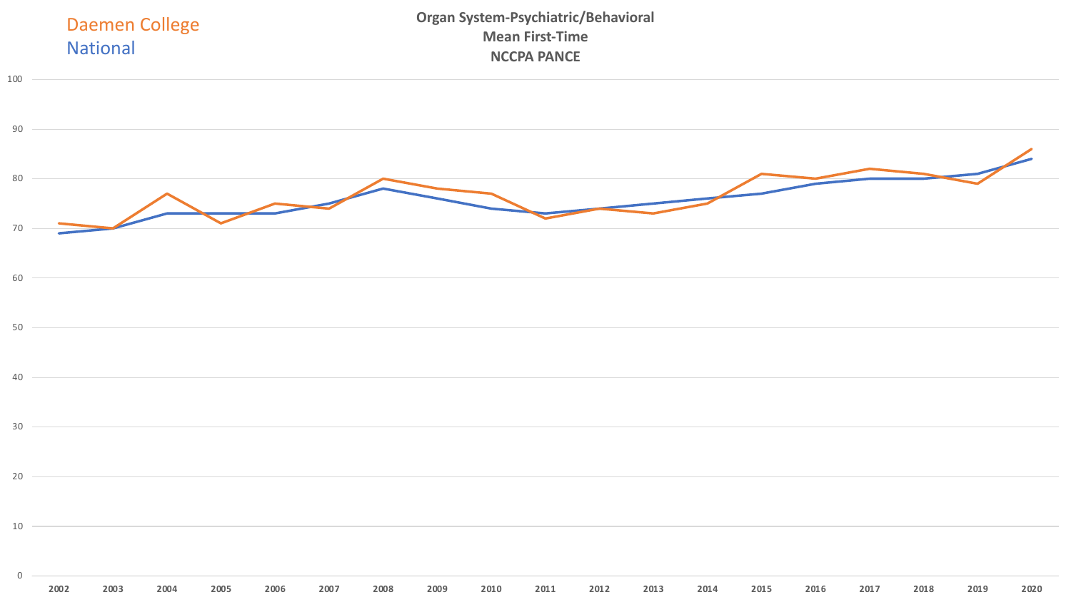Daemen College
National

**Organ System-Psychiatric/Behavioral**
**Mean First-Time**
**NCCPA PANCE**

100
90
80
70
60
50
40
30
20
10
0

2002 2003 2004 2005 2006 2007 2008 2009 2010 2011 2012 2013 2014 2015 2016 2017 2018 2019 2020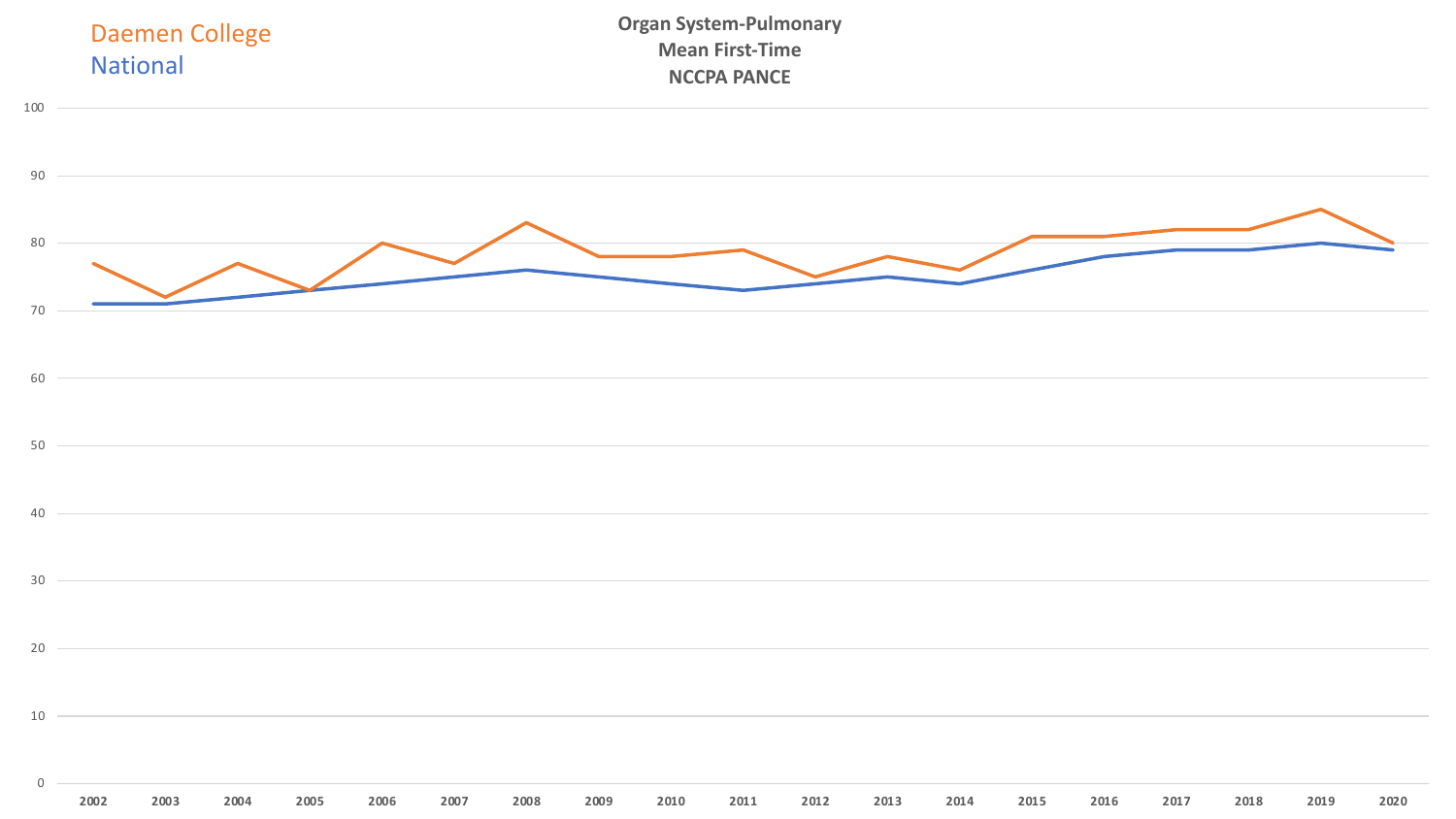Daemen College
National

**Organ System-Pulmonary**
**Mean First-Time**
**NCCPA PANCE**

| Year | Daemen College | National |
|---|---|---|
| 2002 | 77 | 71 |
| 2003 | 72 | 71 |
| 2004 | 77 | 72 |
| 2005 | 73 | 73 |
| 2006 | 80 | 74 |
| 2007 | 77 | 75 |
| 2008 | 83 | 76 |
| 2009 | 78 | 75 |
| 2010 | 78 | 74 |
| 2011 | 79 | 73 |
| 2012 | 75 | 74 |
| 2013 | 78 | 75 |
| 2014 | 76 | 74 |
| 2015 | 81 | 76 |
| 2016 | 81 | 78 |
| 2017 | 82 | 79 |
| 2018 | 82 | 79 |
| 2019 | 85 | 80 |
| 2020 | 80 | 79 |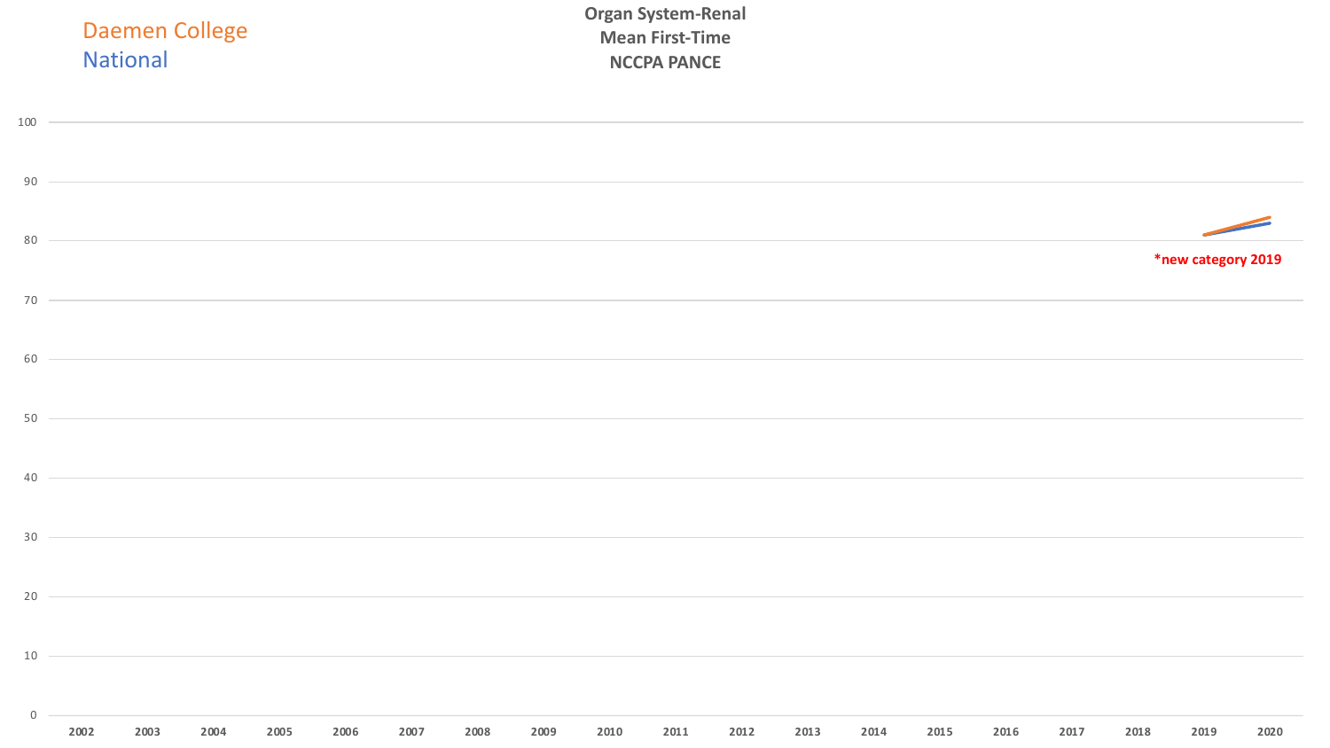Daemen College
National

**Organ System-Renal**
**Mean First-Time**
**NCCPA PANCE**

100
90
80
70
60
50
40
30
20
10
0

2002 2003 2004 2005 2006 2007 2008 2009 2010 2011 2012 2013 2014 2015 2016 2017 2018 2019 2020

***new category 2019**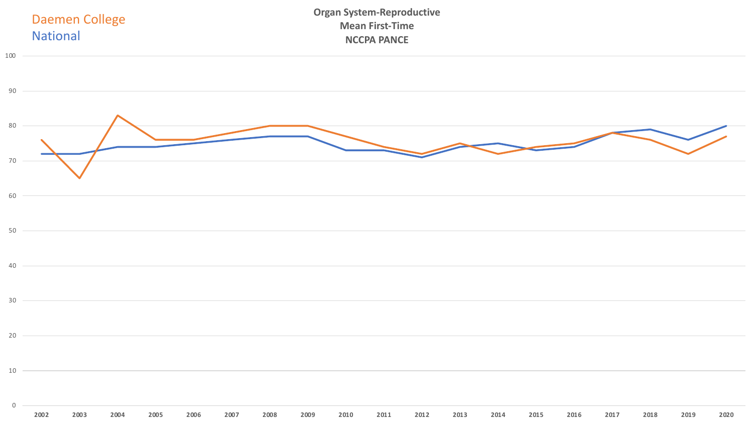Daemen College
National

**Organ System-Reproductive**
**Mean First-Time**
**NCCPA PANCE**

100
90
80
70
60
50
40
30
20
10
0

2002 2003 2004 2005 2006 2007 2008 2009 2010 2011 2012 2013 2014 2015 2016 2017 2018 2019 2020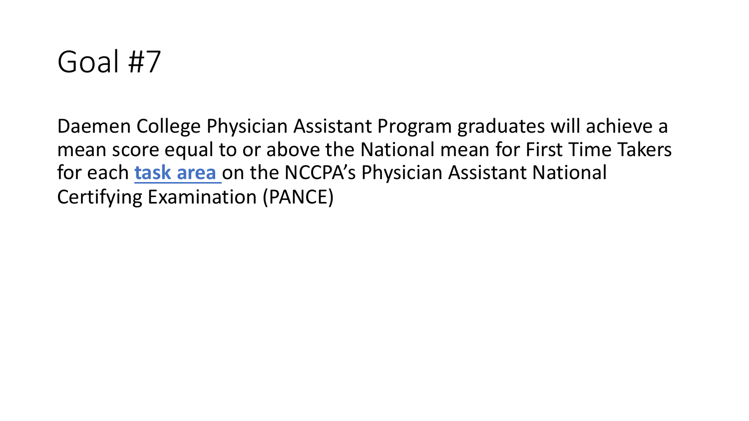# Goal #7

Daemen College Physician Assistant Program graduates will achieve a mean score equal to or above the National mean for First Time Takers for each **task area** on the NCCPA's Physician Assistant National Certifying Examination (PANCE)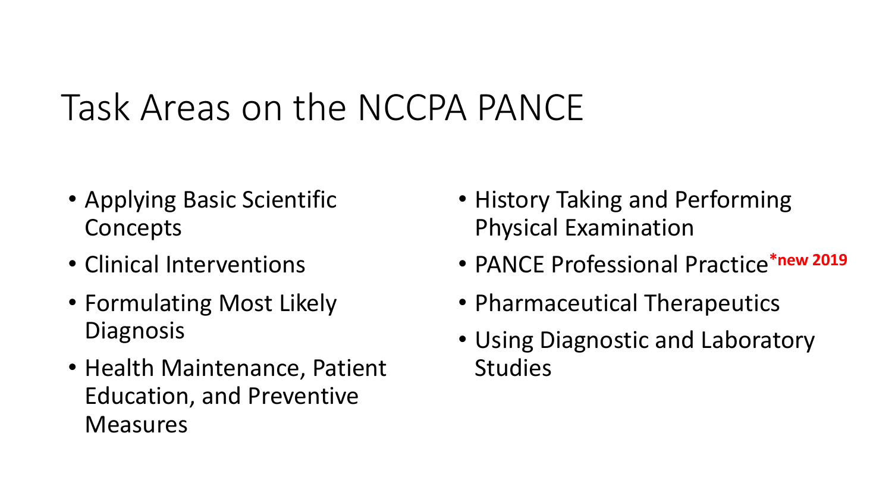# Task Areas on the NCCPA PANCE

- Applying Basic Scientific Concepts
- Clinical Interventions
- Formulating Most Likely Diagnosis
- Health Maintenance, Patient Education, and Preventive Measures
- History Taking and Performing Physical Examination
- PANCE Professional Practice ***new 2019**
- Pharmaceutical Therapeutics
- Using Diagnostic and Laboratory Studies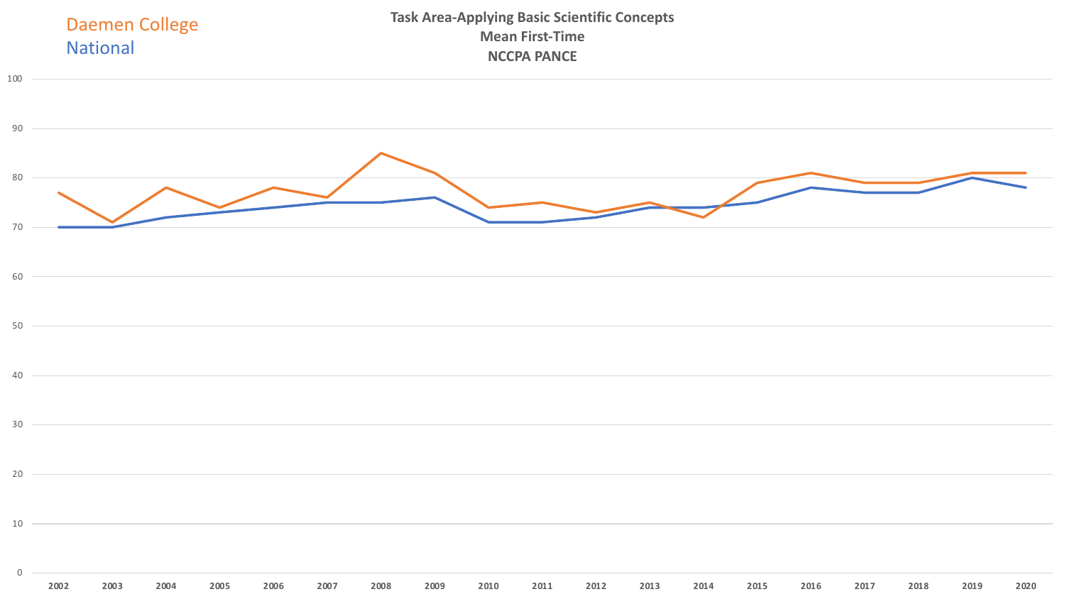**Task Area-Applying Basic Scientific Concepts**
**Mean First-Time**
**NCCPA PANCE**

Daemen College
National

100
90
80
70
60
50
40
30
20
10
0

2002 2003 2004 2005 2006 2007 2008 2009 2010 2011 2012 2013 2014 2015 2016 2017 2018 2019 2020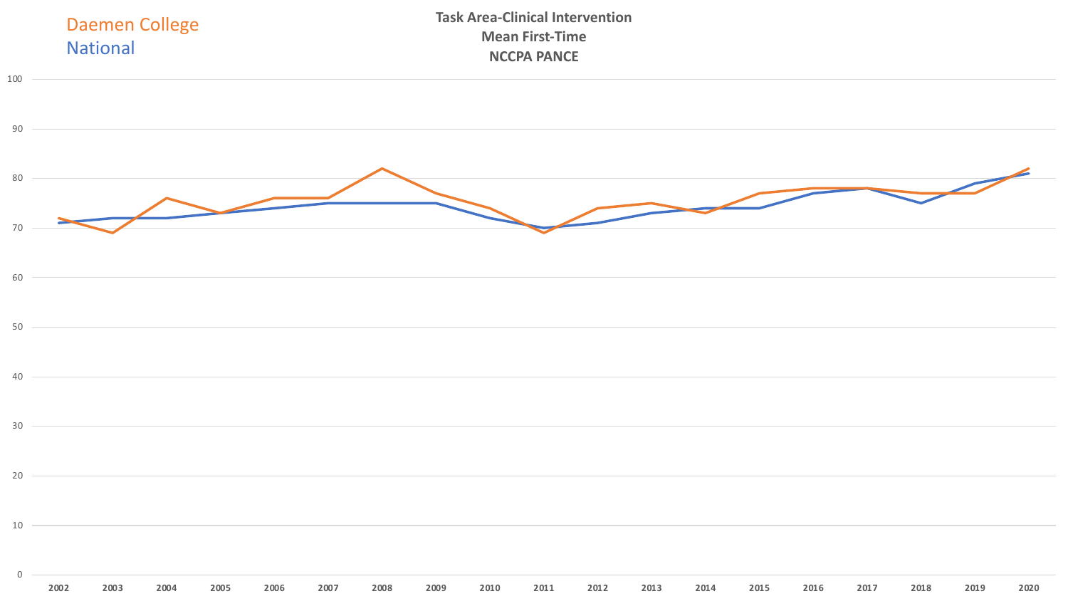Task Area-Clinical Intervention
Mean First-Time
NCCPA PANCE

Daemen College
National

| Year | Daemen College | National |
| --- | --- | --- |
| 2002 | 72 | 71 |
| 2003 | 69 | 72 |
| 2004 | 76 | 72 |
| 2005 | 73 | 73 |
| 2006 | 76 | 74 |
| 2007 | 76 | 75 |
| 2008 | 82 | 75 |
| 2009 | 77 | 75 |
| 2010 | 74 | 72 |
| 2011 | 69 | 70 |
| 2012 | 74 | 71 |
| 2013 | 75 | 73 |
| 2014 | 73 | 74 |
| 2015 | 77 | 74 |
| 2016 | 78 | 77 |
| 2017 | 78 | 78 |
| 2018 | 77 | 75 |
| 2019 | 77 | 79 |
| 2020 | 82 | 81 |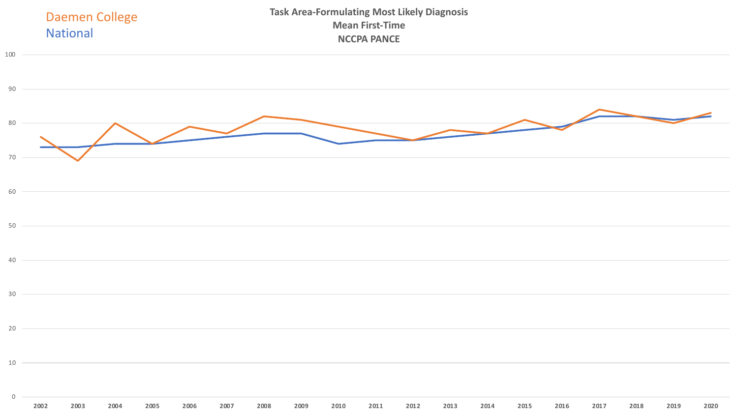Daemen College
National

**Task Area-Formulating Most Likely Diagnosis**
**Mean First-Time**
**NCCPA PANCE**

100
90
80
70
60
50
40
30
20
10
0

2002 2003 2004 2005 2006 2007 2008 2009 2010 2011 2012 2013 2014 2015 2016 2017 2018 2019 2020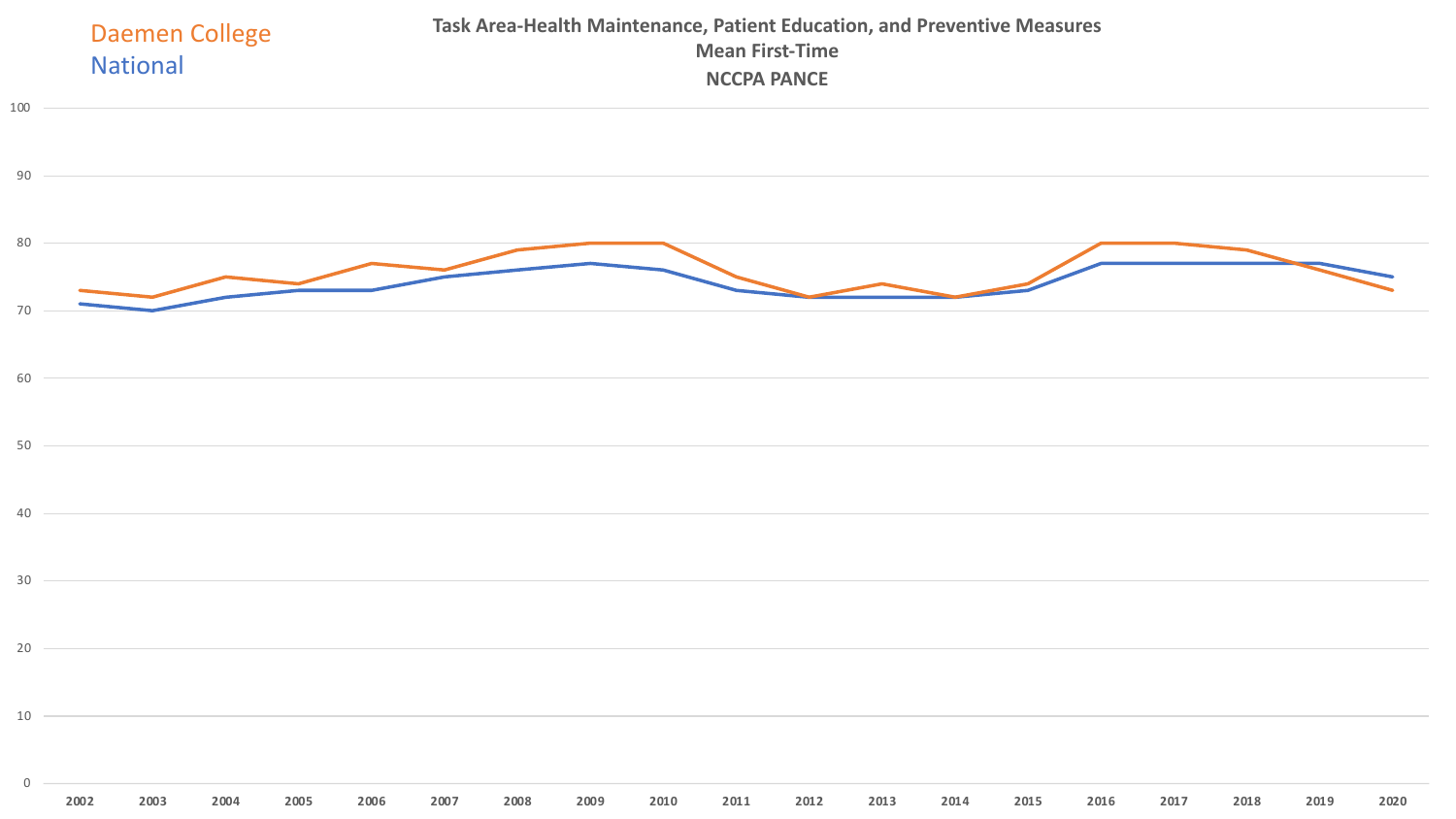**Task Area-Health Maintenance, Patient Education, and Preventive Measures**
**Mean First-Time**
**NCCPA PANCE**

Daemen College
National

| Year | Daemen College | National |
|---|---|---|
| 2002 | 73 | 71 |
| 2003 | 72 | 70 |
| 2004 | 75 | 72 |
| 2005 | 74 | 73 |
| 2006 | 77 | 73 |
| 2007 | 76 | 75 |
| 2008 | 79 | 76 |
| 2009 | 80 | 77 |
| 2010 | 80 | 76 |
| 2011 | 75 | 73 |
| 2012 | 72 | 72 |
| 2013 | 74 | 72 |
| 2014 | 72 | 72 |
| 2015 | 74 | 73 |
| 2016 | 80 | 77 |
| 2017 | 80 | 77 |
| 2018 | 79 | 77 |
| 2019 | 76 | 77 |
| 2020 | 73 | 75 |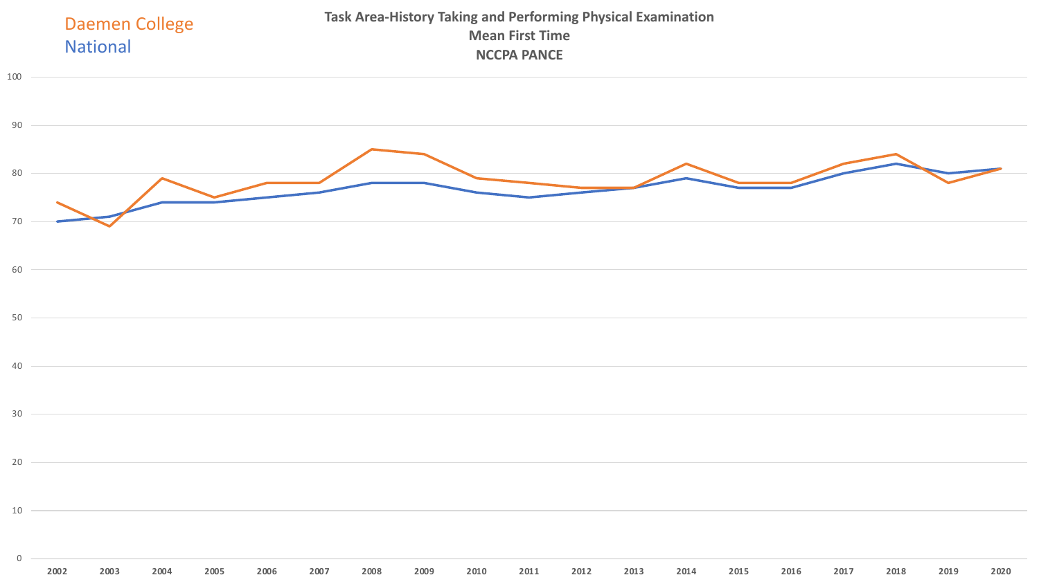# Task Area-History Taking and Performing Physical Examination
## Mean First Time
## NCCPA PANCE

Daemen College
National

| Year | Daemen College | National |
|---|---|---|
| 2002 | 74 | 70 |
| 2003 | 69 | 71 |
| 2004 | 79 | 74 |
| 2005 | 75 | 74 |
| 2006 | 78 | 75 |
| 2007 | 78 | 76 |
| 2008 | 85 | 78 |
| 2009 | 84 | 78 |
| 2010 | 79 | 76 |
| 2011 | 78 | 75 |
| 2012 | 77 | 76 |
| 2013 | 77 | 77 |
| 2014 | 82 | 79 |
| 2015 | 78 | 77 |
| 2016 | 78 | 77 |
| 2017 | 82 | 80 |
| 2018 | 84 | 82 |
| 2019 | 78 | 80 |
| 2020 | 81 | 81 |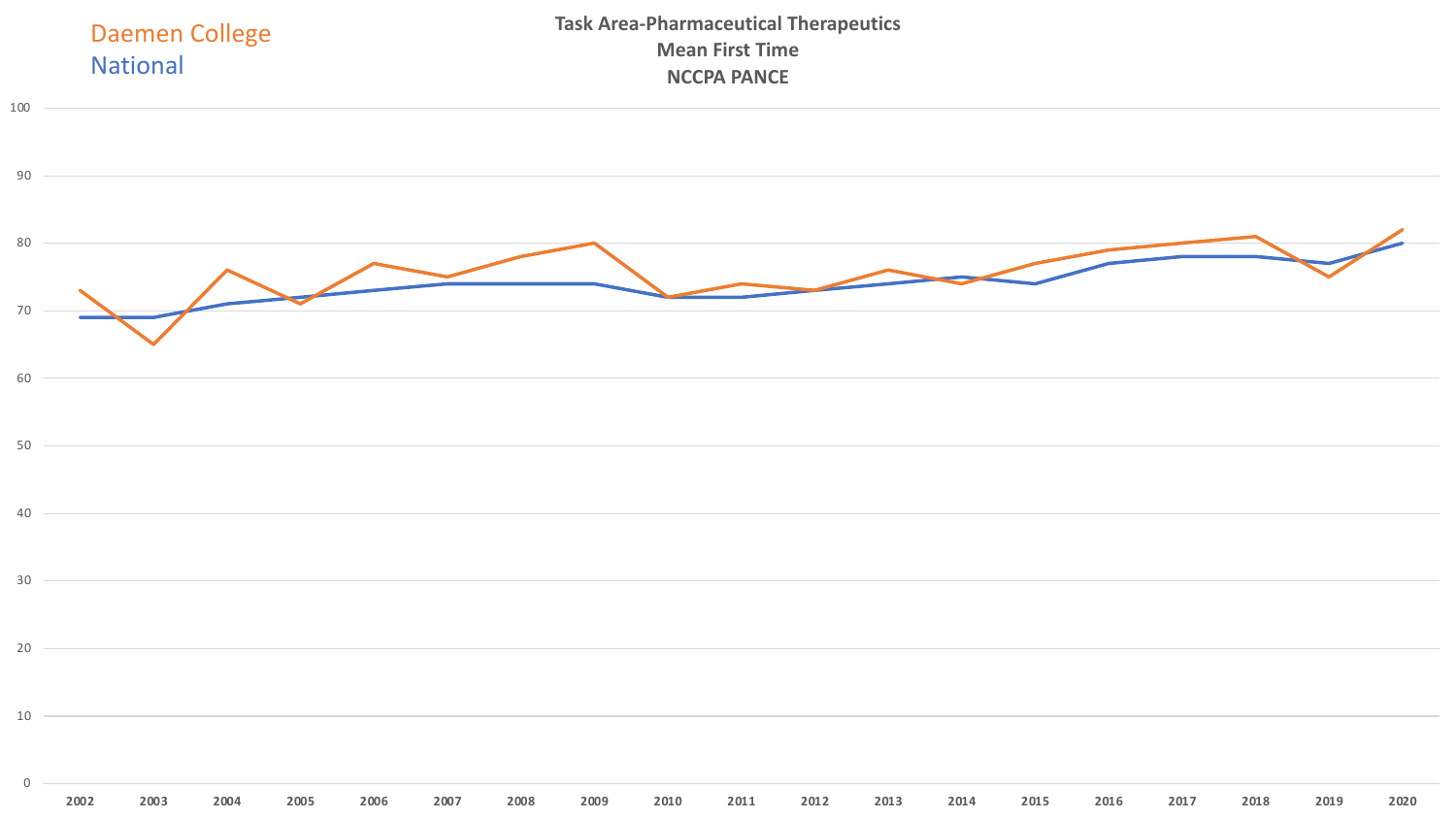**Task Area-Pharmaceutical Therapeutics**
**Mean First Time**
**NCCPA PANCE**

Daemen College
National

| Year | Daemen College | National |
|---|---|---|
| 2002 | 73 | 69 |
| 2003 | 65 | 69 |
| 2004 | 76 | 71 |
| 2005 | 71 | 72 |
| 2006 | 77 | 73 |
| 2007 | 75 | 74 |
| 2008 | 78 | 74 |
| 2009 | 80 | 74 |
| 2010 | 72 | 72 |
| 2011 | 74 | 72 |
| 2012 | 73 | 73 |
| 2013 | 76 | 74 |
| 2014 | 74 | 75 |
| 2015 | 77 | 74 |
| 2016 | 79 | 77 |
| 2017 | 80 | 78 |
| 2018 | 81 | 78 |
| 2019 | 75 | 77 |
| 2020 | 82 | 80 |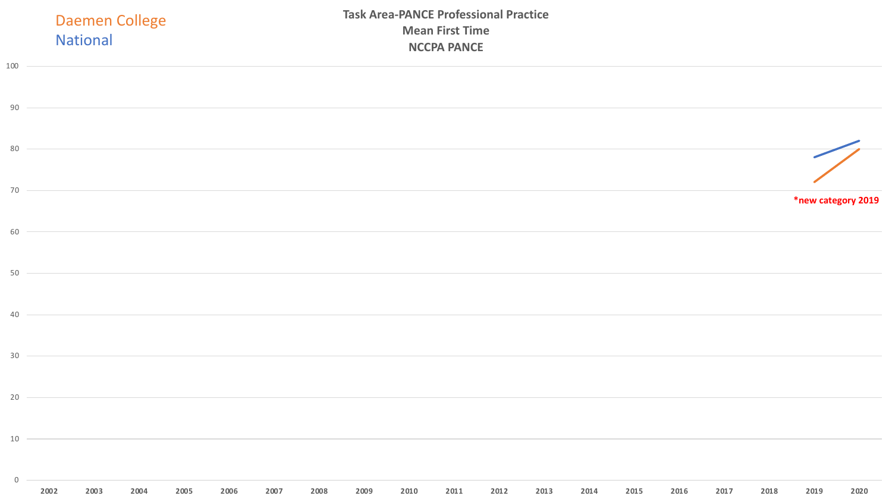Daemen College

National

## Task Area-PANCE Professional Practice
## Mean First Time
## NCCPA PANCE

*new category 2019

| Year | Daemen College | National |
|---|---|---|
| 2019 | 72 | 78 |
| 2020 | 80 | 82 |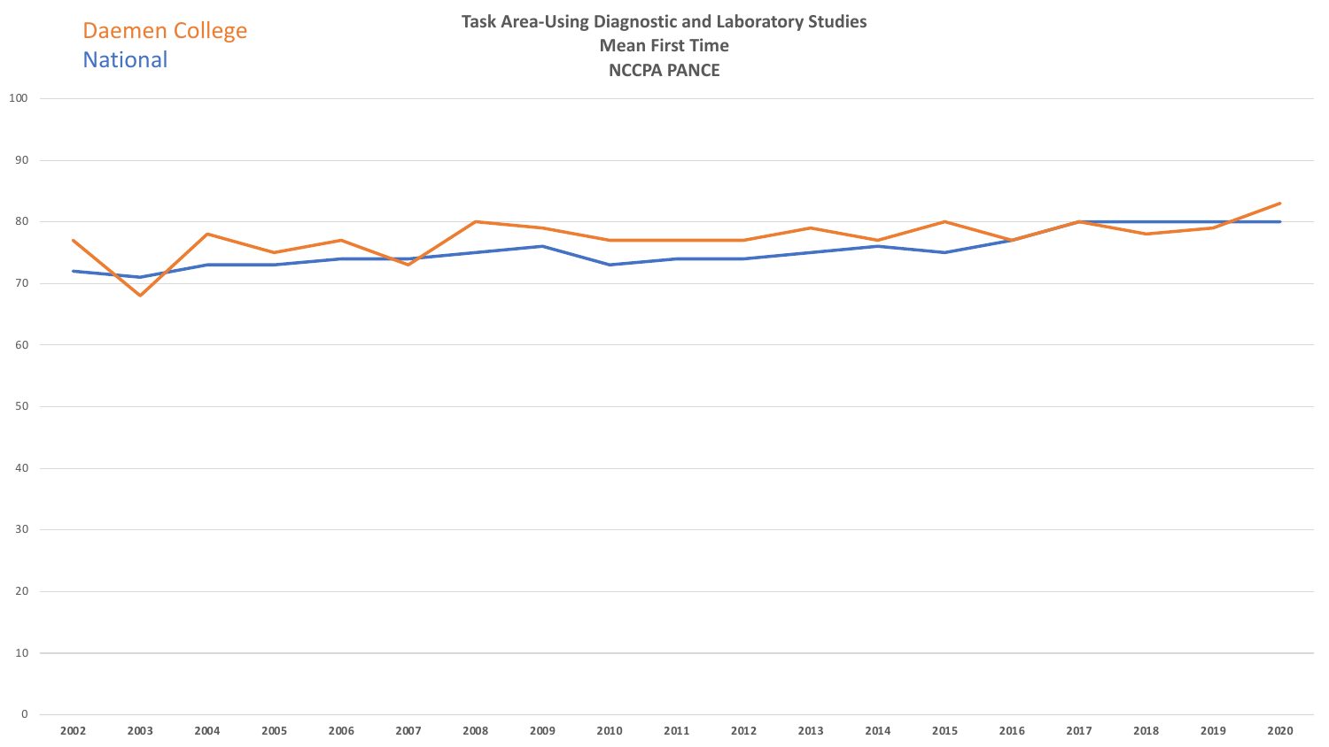Daemen College

National

Task Area-Using Diagnostic and Laboratory Studies

Mean First Time

NCCPA PANCE

100
90
80
70
60
50
40
30
20
10
0

2002 2003 2004 2005 2006 2007 2008 2009 2010 2011 2012 2013 2014 2015 2016 2017 2018 2019 2020